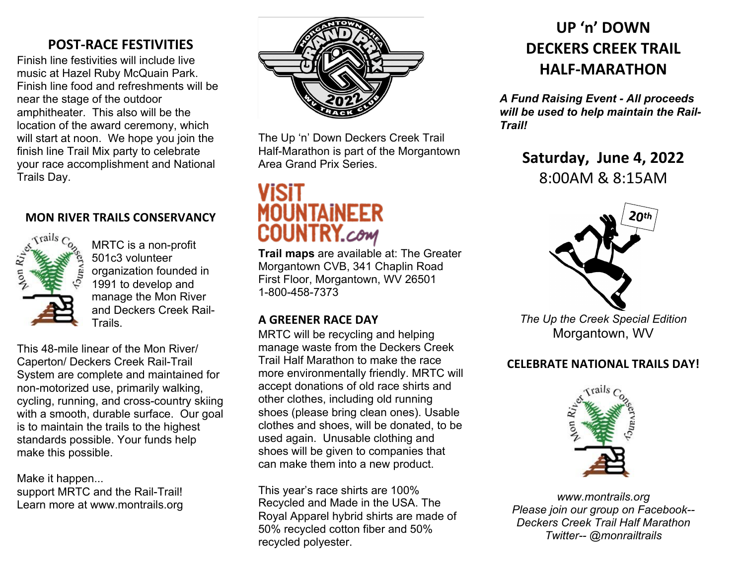## POST-RACE FESTIVITIES

Finish line festivities will include live music at Hazel Ruby McQuain Park. Finish line food and refreshments will be near the stage of the outdoor amphitheater. This also will be the location of the award ceremony, which will start at noon. We hope you join the finish line Trail Mix party to celebrate your race accomplishment and National Trails Day.

### MON RIVER TRAILS CONSERVANCY

MRTC is a non-profit 501c3 volunteer organization founded in 1991 to develop and manage the Mon River and Deckers Creek Rail-Trails.

This 48-mile linear of the Mon River/ Caperton/ Deckers Creek Rail-Trail System are complete and maintained for non-motorized use, primarily walking, cycling, running, and cross-country skiing with a smooth, durable surface. Our goal is to maintain the trails to the highest standards possible. Your funds help make this possible.

Make it happen...
support MRTC and the Rail-Trail!
Learn more at www.montrails.org

The Up 'n' Down Deckers Creek Trail Half-Marathon is part of the Morgantown Area Grand Prix Series.

**Trail maps** are available at: The Greater Morgantown CVB, 341 Chaplin Road First Floor, Morgantown, WV 26501
1-800-458-7373

### A GREENER RACE DAY

MRTC will be recycling and helping manage waste from the Deckers Creek Trail Half Marathon to make the race more environmentally friendly. MRTC will accept donations of old race shirts and other clothes, including old running shoes (please bring clean ones). Usable clothes and shoes, will be donated, to be used again. Unusable clothing and shoes will be given to companies that can make them into a new product.

This year's race shirts are 100% Recycled and Made in the USA. The Royal Apparel hybrid shirts are made of 50% recycled cotton fiber and 50% recycled polyester.

# UP 'n' DOWN DECKERS CREEK TRAIL HALF-MARATHON

***A Fund Raising Event - All proceeds will be used to help maintain the Rail-Trail!***

**Saturday, June 4, 2022**
8:00AM & 8:15AM

*The Up the Creek Special Edition*
Morgantown, WV

### CELEBRATE NATIONAL TRAILS DAY!

*www.montrails.org*
*Please join our group on Facebook-- Deckers Creek Trail Half Marathon*
*Twitter-- @monrailtrails*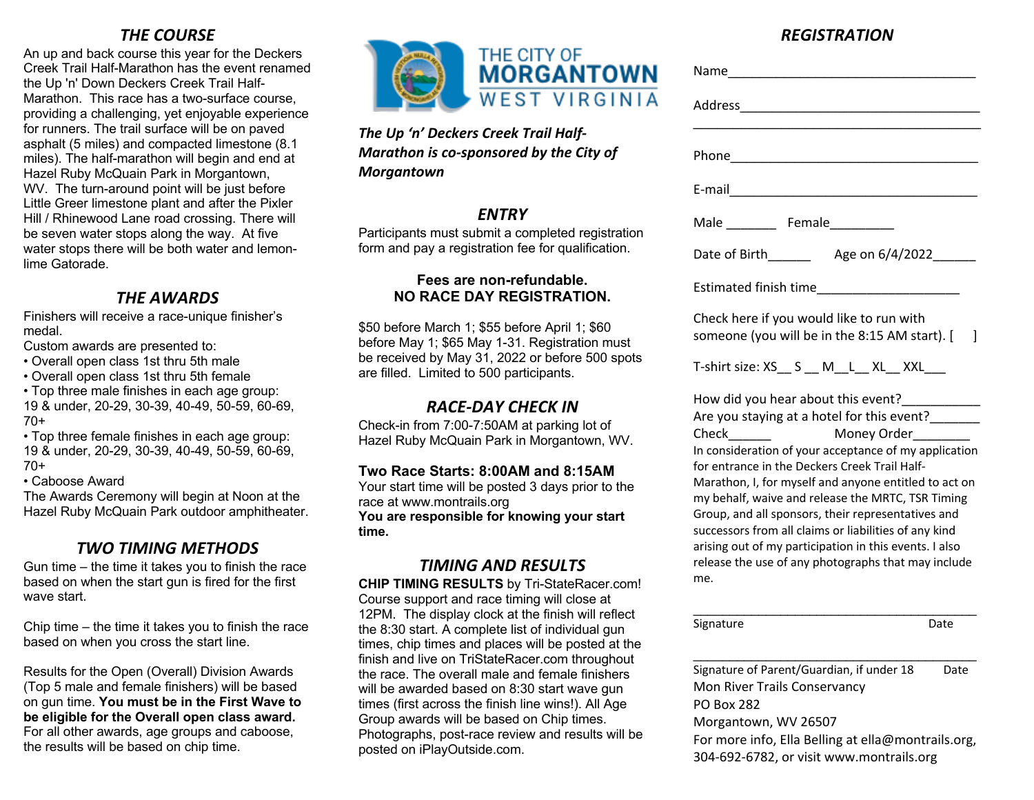## *THE COURSE*

An up and back course this year for the Deckers Creek Trail Half-Marathon has the event renamed the Up 'n' Down Deckers Creek Trail Half-Marathon. This race has a two-surface course, providing a challenging, yet enjoyable experience for runners. The trail surface will be on paved asphalt (5 miles) and compacted limestone (8.1 miles). The half-marathon will begin and end at Hazel Ruby McQuain Park in Morgantown, WV. The turn-around point will be just before Little Greer limestone plant and after the Pixler Hill / Rhinewood Lane road crossing. There will be seven water stops along the way. At five water stops there will be both water and lemon-lime Gatorade.

## *THE AWARDS*

Finishers will receive a race-unique finisher's medal.
Custom awards are presented to:

- Overall open class 1st thru 5th male
- Overall open class 1st thru 5th female
- Top three male finishes in each age group: 19 & under, 20-29, 30-39, 40-49, 50-59, 60-69, 70+
- Top three female finishes in each age group: 19 & under, 20-29, 30-39, 40-49, 50-59, 60-69, 70+
- Caboose Award

The Awards Ceremony will begin at Noon at the Hazel Ruby McQuain Park outdoor amphitheater.

## *TWO TIMING METHODS*

Gun time – the time it takes you to finish the race based on when the start gun is fired for the first wave start.

Chip time – the time it takes you to finish the race based on when you cross the start line.

Results for the Open (Overall) Division Awards (Top 5 male and female finishers) will be based on gun time. **You must be in the First Wave to be eligible for the Overall open class award.** For all other awards, age groups and caboose, the results will be based on chip time.

THE CITY OF MORGANTOWN WEST VIRGINIA

***The Up 'n' Deckers Creek Trail Half-Marathon is co-sponsored by the City of Morgantown***

## *ENTRY*

Participants must submit a completed registration form and pay a registration fee for qualification.

**Fees are non-refundable.**
**NO RACE DAY REGISTRATION.**

$50 before March 1; $55 before April 1; $60 before May 1; $65 May 1-31. Registration must be received by May 31, 2022 or before 500 spots are filled. Limited to 500 participants.

## *RACE-DAY CHECK IN*

Check-in from 7:00-7:50AM at parking lot of Hazel Ruby McQuain Park in Morgantown, WV.

**Two Race Starts: 8:00AM and 8:15AM**
Your start time will be posted 3 days prior to the race at www.montrails.org
**You are responsible for knowing your start time.**

## *TIMING AND RESULTS*

**CHIP TIMING RESULTS** by Tri-StateRacer.com! Course support and race timing will close at 12PM. The display clock at the finish will reflect the 8:30 start. A complete list of individual gun times, chip times and places will be posted at the finish and live on TriStateRacer.com throughout the race. The overall male and female finishers will be awarded based on 8:30 start wave gun times (first across the finish line wins!). All Age Group awards will be based on Chip times. Photographs, post-race review and results will be posted on iPlayOutside.com.

## *REGISTRATION*

Name___________________________________

Address_________________________________

________________________________________

Phone___________________________________

E-mail___________________________________

Male _______ Female_________

Date of Birth______ Age on 6/4/2022______

Estimated finish time____________________

Check here if you would like to run with someone (you will be in the 8:15 AM start). [ ]

T-shirt size: XS__ S __ M__L__ XL__ XXL___

How did you hear about this event?___________
Are you staying at a hotel for this event?_______
Check______ Money Order________

In consideration of your acceptance of my application for entrance in the Deckers Creek Trail Half-Marathon, I, for myself and anyone entitled to act on my behalf, waive and release the MRTC, TSR Timing Group, and all sponsors, their representatives and successors from all claims or liabilities of any kind arising out of my participation in this events. I also release the use of any photographs that may include me.

________________________________________
Signature Date

________________________________________
Signature of Parent/Guardian, if under 18 Date

Mon River Trails Conservancy
PO Box 282
Morgantown, WV 26507
For more info, Ella Belling at ella@montrails.org, 304-692-6782, or visit www.montrails.org